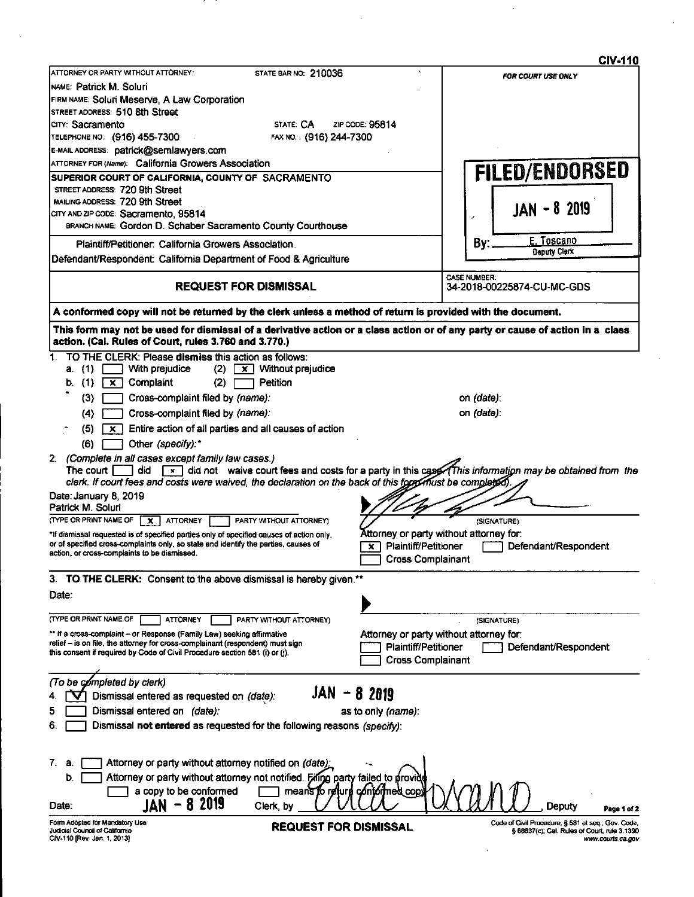CIV-110

ATTORNEY OR PARTY WITHOUT ATTORNEY: STATE BAR NO: 210036
NAME: Patrick M. Soluri
FIRM NAME: Soluri Meserve, A Law Corporation
STREET ADDRESS: 510 8th Street
CITY: Sacramento STATE: CA ZIP CODE: 95814
TELEPHONE NO.: (916) 455-7300 FAX NO.: (916) 244-7300
E-MAIL ADDRESS: patrick@semlawyers.com
ATTORNEY FOR (Name): California Growers Association

SUPERIOR COURT OF CALIFORNIA, COUNTY OF SACRAMENTO
STREET ADDRESS: 720 9th Street
MAILING ADDRESS: 720 9th Street
CITY AND ZIP CODE: Sacramento, 95814
BRANCH NAME: Gordon D. Schaber Sacramento County Courthouse

Plaintiff/Petitioner: California Growers Association
Defendant/Respondent: California Department of Food & Agriculture

FOR COURT USE ONLY

**FILED/ENDORSED**
JAN - 8 2019
By: E. Toscano, Deputy Clerk

## REQUEST FOR DISMISSAL

CASE NUMBER: 34-2018-00225874-CU-MC-GDS

**A conformed copy will not be returned by the clerk unless a method of return is provided with the document.**

**This form may not be used for dismissal of a derivative action or a class action or of any party or cause of action in a class action. (Cal. Rules of Court, rules 3.760 and 3.770.)**

1. TO THE CLERK: Please **dismiss** this action as follows:
   a. (1) [ ] With prejudice (2) [x] Without prejudice
   b. (1) [x] Complaint (2) [ ] Petition
   (3) [ ] Cross-complaint filed by *(name)*: on *(date)*:
   (4) [ ] Cross-complaint filed by *(name)*: on *(date)*:
   (5) [x] Entire action of all parties and all causes of action
   (6) [ ] Other *(specify)*:*
2. *(Complete in all cases except family law cases.)*
   The court [ ] did [x] did not waive court fees and costs for a party in this case. *(This information may be obtained from the clerk. If court fees and costs were waived, the declaration on the back of this form must be completed).*

Date: January 8, 2019
Patrick M. Soluri
(TYPE OR PRINT NAME OF [x] ATTORNEY [ ] PARTY WITHOUT ATTORNEY) (SIGNATURE)

*If dismissal requested is of specified parties only of specified causes of action only, or of specified cross-complaints only, so state and identify the parties, causes of action, or cross-complaints to be dismissed.

Attorney or party without attorney for:
[x] Plaintiff/Petitioner [ ] Defendant/Respondent
[ ] Cross Complainant

3. **TO THE CLERK:** Consent to the above dismissal is hereby given.**

Date:
(TYPE OR PRINT NAME OF [ ] ATTORNEY [ ] PARTY WITHOUT ATTORNEY) (SIGNATURE)

** If a cross-complaint – or Response (Family Law) seeking affirmative relief – is on file, the attorney for cross-complainant (respondent) must sign this consent if required by Code of Civil Procedure section 581 (i) or (j).

Attorney or party without attorney for:
[ ] Plaintiff/Petitioner [ ] Defendant/Respondent
[ ] Cross Complainant

*(To be completed by clerk)*

4. [✓] Dismissal entered as requested on *(date)*: JAN - 8 2019
5. [ ] Dismissal entered on *(date)*: as to only *(name)*:
6. [ ] Dismissal **not entered** as requested for the following reasons *(specify)*:
7. a. [ ] Attorney or party without attorney notified on *(date)*:
   b. [ ] Attorney or party without attorney not notified. Filing party failed to provide
   [ ] a copy to be conformed [ ] means to return conformed copy

Date: JAN - 8 2019 Clerk, by _____, Deputy

Form Adopted for Mandatory Use
Judicial Council of California
CIV-110 [Rev. Jan. 1, 2013]

**REQUEST FOR DISMISSAL**

Code of Civil Procedure, § 581 et seq.; Gov. Code, § 68637(c); Cal. Rules of Court, rule 3.1390
www.courts.ca.gov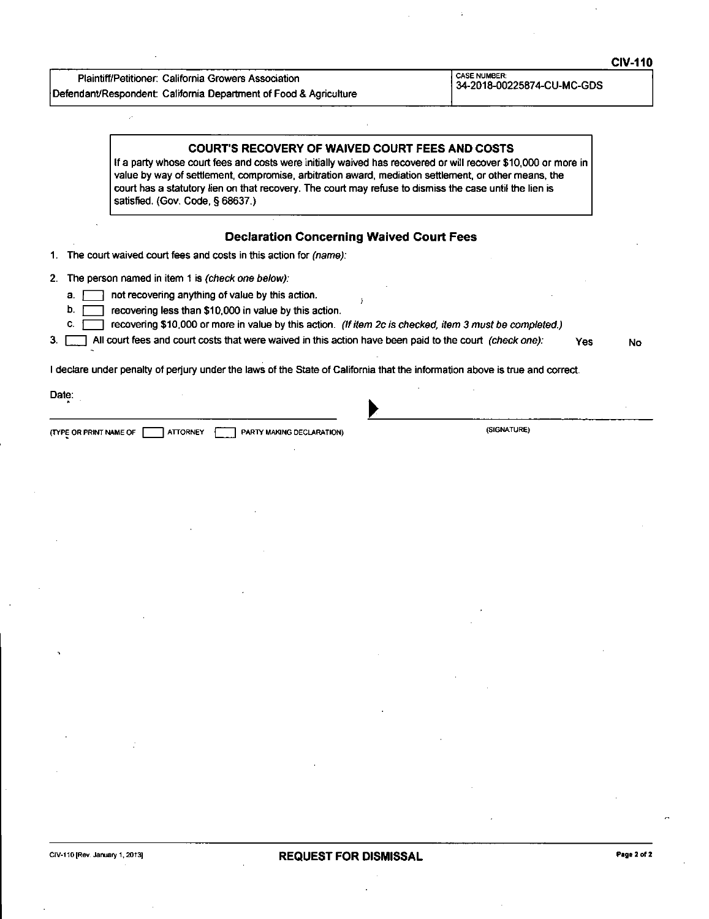CIV-110

| Plaintiff/Petitioner: California Growers Association<br>Defendant/Respondent: California Department of Food & Agriculture | CASE NUMBER:<br>34-2018-00225874-CU-MC-GDS |
| --- | --- |

**COURT'S RECOVERY OF WAIVED COURT FEES AND COSTS**

If a party whose court fees and costs were initially waived has recovered or will recover $10,000 or more in value by way of settlement, compromise, arbitration award, mediation settlement, or other means, the court has a statutory lien on that recovery. The court may refuse to dismiss the case until the lien is satisfied. (Gov. Code, § 68637.)

## Declaration Concerning Waived Court Fees

1. The court waived court fees and costs in this action for *(name)*:
2. The person named in item 1 is *(check one below)*:
   - a. ☐ not recovering anything of value by this action.
   - b. ☐ recovering less than $10,000 in value by this action.
   - c. ☐ recovering $10,000 or more in value by this action. *(If item 2c is checked, item 3 must be completed.)*
3. ☐ All court fees and court costs that were waived in this action have been paid to the court *(check one)*: Yes No

I declare under penalty of perjury under the laws of the State of California that the information above is true and correct.

Date:

(TYPE OR PRINT NAME OF ☐ ATTORNEY ☐ PARTY MAKING DECLARATION) (SIGNATURE)

CIV-110 [Rev. January 1, 2013] **REQUEST FOR DISMISSAL**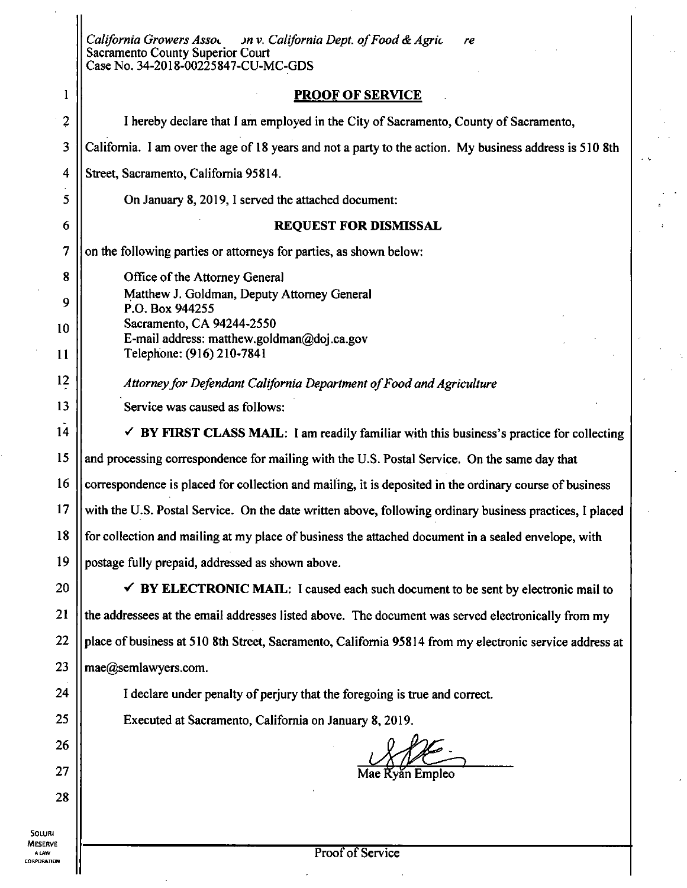*California Growers Asso... on v. California Dept. of Food & Agric... re*
Sacramento County Superior Court
Case No. 34-2018-00225847-CU-MC-GDS

## PROOF OF SERVICE

I hereby declare that I am employed in the City of Sacramento, County of Sacramento, California. I am over the age of 18 years and not a party to the action. My business address is 510 8th Street, Sacramento, California 95814.

On January 8, 2019, I served the attached document:

**REQUEST FOR DISMISSAL**

on the following parties or attorneys for parties, as shown below:

Office of the Attorney General
Matthew J. Goldman, Deputy Attorney General
P.O. Box 944255
Sacramento, CA 94244-2550
E-mail address: matthew.goldman@doj.ca.gov
Telephone: (916) 210-7841

*Attorney for Defendant California Department of Food and Agriculture*

Service was caused as follows:

✓ **BY FIRST CLASS MAIL**: I am readily familiar with this business's practice for collecting and processing correspondence for mailing with the U.S. Postal Service. On the same day that correspondence is placed for collection and mailing, it is deposited in the ordinary course of business with the U.S. Postal Service. On the date written above, following ordinary business practices, I placed for collection and mailing at my place of business the attached document in a sealed envelope, with postage fully prepaid, addressed as shown above.

✓ **BY ELECTRONIC MAIL**: I caused each such document to be sent by electronic mail to the addressees at the email addresses listed above. The document was served electronically from my place of business at 510 8th Street, Sacramento, California 95814 from my electronic service address at mae@semlawyers.com.

I declare under penalty of perjury that the foregoing is true and correct.

Executed at Sacramento, California on January 8, 2019.

Mae Ryan Empleo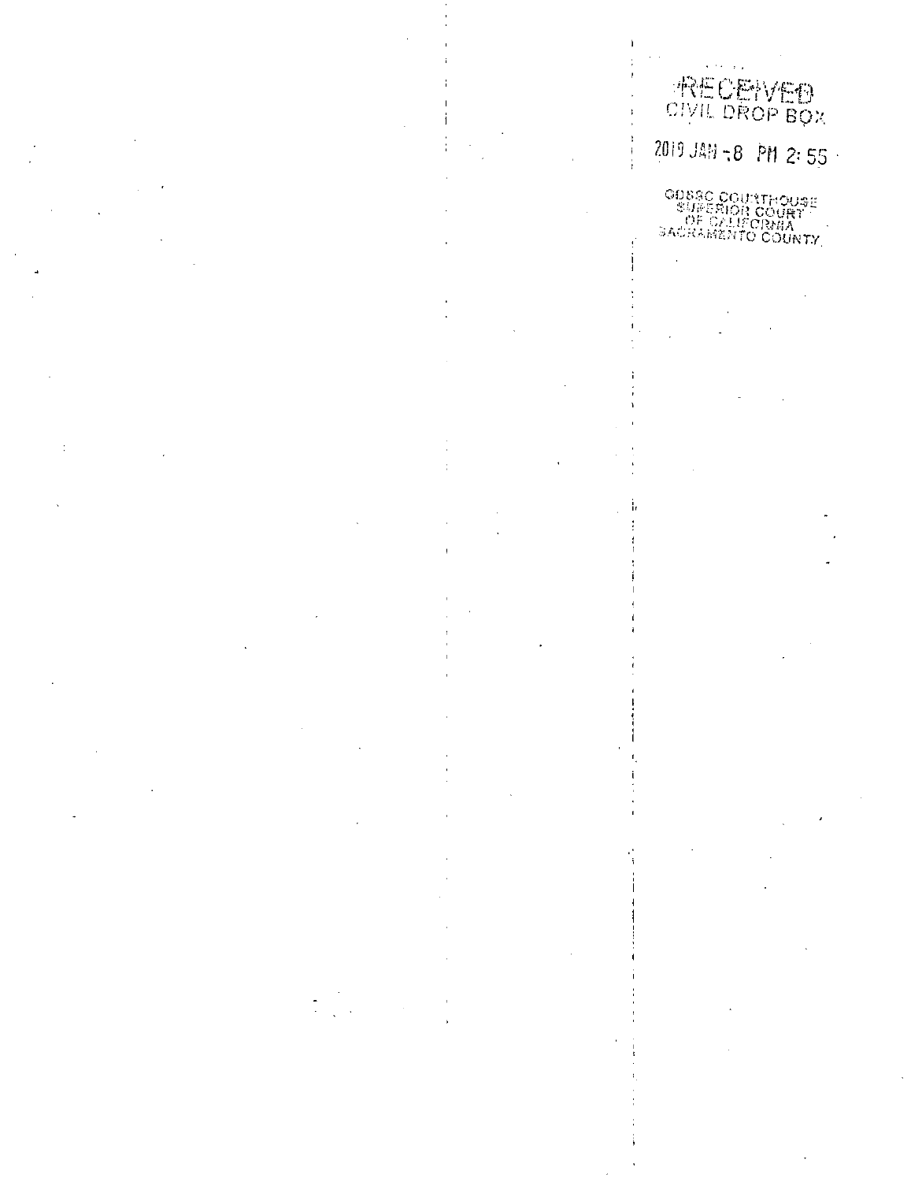RECEIVED
CIVIL DROP BOX

2019 JAN -8 PM 2:55

GDSSC COURTHOUSE
SUPERIOR COURT
OF CALIFORNIA
SACRAMENTO COUNTY